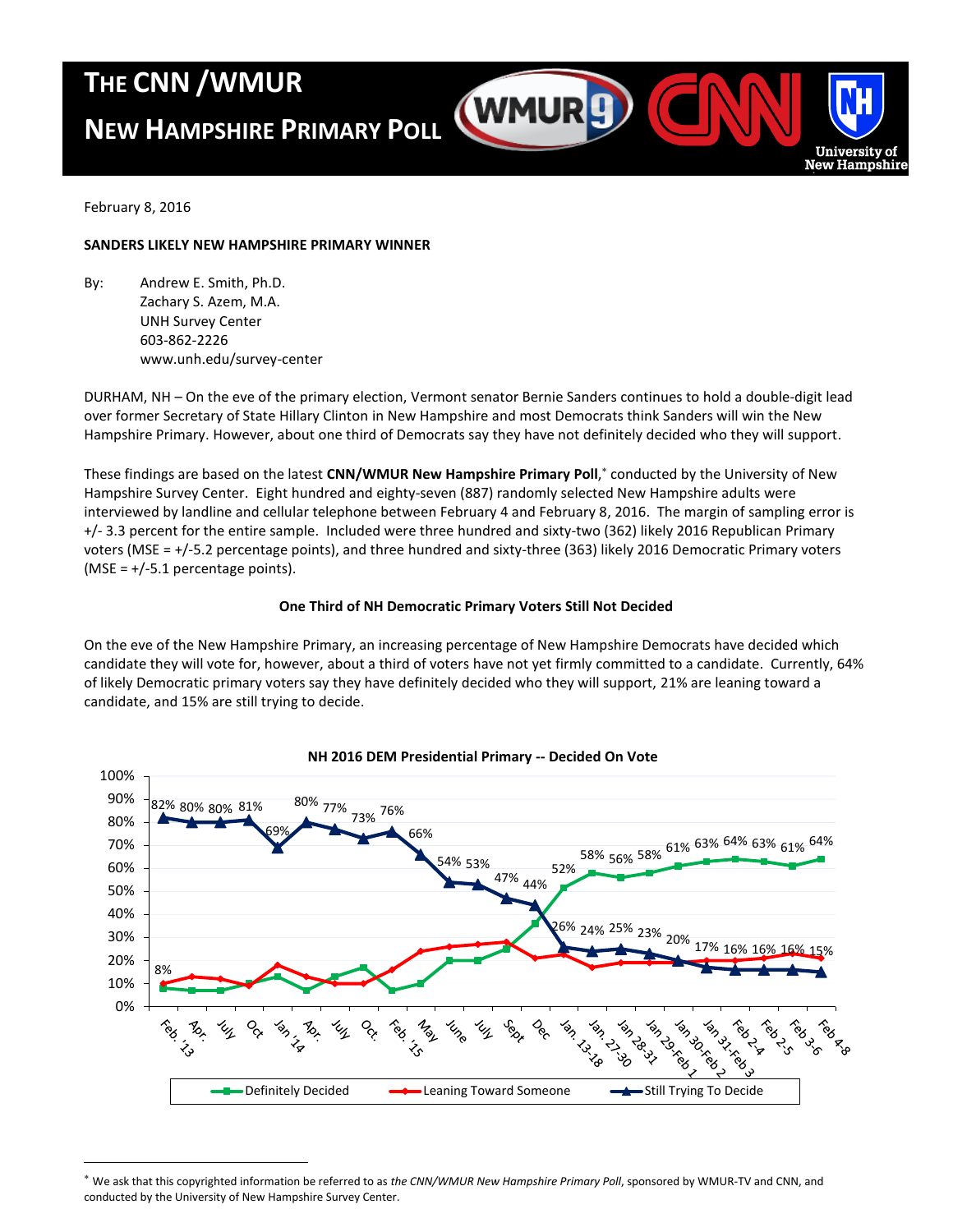# THE CNN /WMUR NEW HAMPSHIRE PRIMARY POLL

February 8, 2016

**SANDERS LIKELY NEW HAMPSHIRE PRIMARY WINNER**

By: Andrew E. Smith, Ph.D.
Zachary S. Azem, M.A.
UNH Survey Center
603-862-2226
www.unh.edu/survey-center

DURHAM, NH – On the eve of the primary election, Vermont senator Bernie Sanders continues to hold a double-digit lead over former Secretary of State Hillary Clinton in New Hampshire and most Democrats think Sanders will win the New Hampshire Primary. However, about one third of Democrats say they have not definitely decided who they will support.

These findings are based on the latest **CNN/WMUR New Hampshire Primary Poll**,* conducted by the University of New Hampshire Survey Center. Eight hundred and eighty-seven (887) randomly selected New Hampshire adults were interviewed by landline and cellular telephone between February 4 and February 8, 2016. The margin of sampling error is +/- 3.3 percent for the entire sample. Included were three hundred and sixty-two (362) likely 2016 Republican Primary voters (MSE = +/-5.2 percentage points), and three hundred and sixty-three (363) likely 2016 Democratic Primary voters (MSE = +/-5.1 percentage points).

### One Third of NH Democratic Primary Voters Still Not Decided

On the eve of the New Hampshire Primary, an increasing percentage of New Hampshire Democrats have decided which candidate they will vote for, however, about a third of voters have not yet firmly committed to a candidate. Currently, 64% of likely Democratic primary voters say they have definitely decided who they will support, 21% are leaning toward a candidate, and 15% are still trying to decide.

**NH 2016 DEM Presidential Primary -- Decided On Vote**

| Poll | Still Trying To Decide |
|---|---|
| Feb. '13 | 82% |
| Apr. | 80% |
| July | 80% |
| Oct | 81% |
| Jan '14 | 69% |
| Apr. | 80% |
| July | 77% |
| Oct. | 73% |
| Feb. '15 | 76% |
| May | 66% |
| June | 54% |
| July | 53% |
| Sept | 47% |
| Dec | 44% |
| Jan. 13-18 | 26% |
| Jan. 27-30 | 24% |
| Jan 28-31 | 25% |
| Jan 29-Feb 1 | 23% |
| Jan 30-Feb 2 | 20% |
| Jan 31-Feb 3 | 17% |
| Feb 2-4 | 16% |
| Feb 2-5 | 16% |
| Feb 3-6 | 16% |
| Feb 4-8 | 15% |

Definitely Decided (labeled values): Feb. '13 8%; Jan. 13-18 52%; Jan. 27-30 58%; Jan 28-31 56%; Jan 29-Feb 1 58%; Jan 30-Feb 2 61%; Jan 31-Feb 3 63%; Feb 2-4 64%; Feb 2-5 63%; Feb 3-6 61%; Feb 4-8 64%

Legend: Definitely Decided, Leaning Toward Someone, Still Trying To Decide

* We ask that this copyrighted information be referred to as *the CNN/WMUR New Hampshire Primary Poll*, sponsored by WMUR-TV and CNN, and conducted by the University of New Hampshire Survey Center.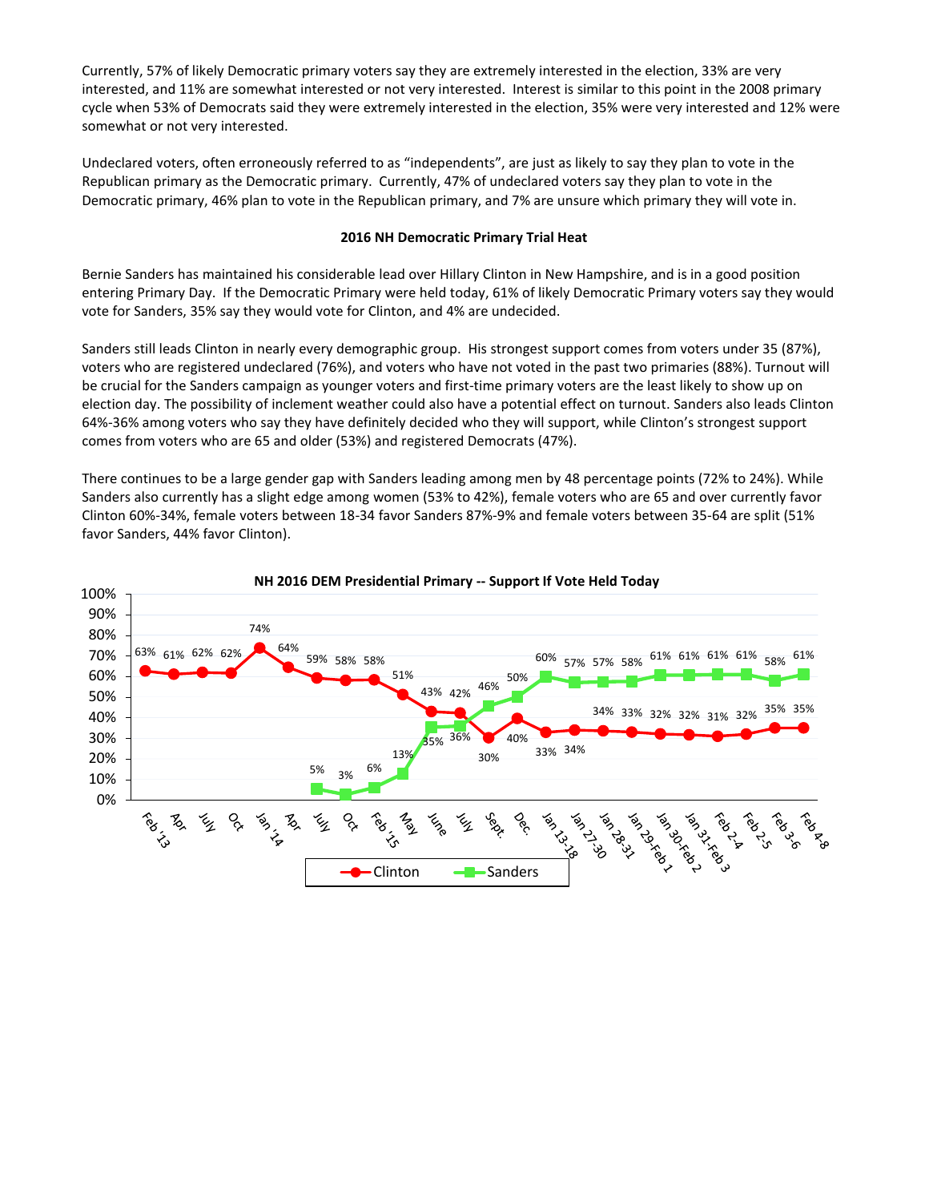Currently, 57% of likely Democratic primary voters say they are extremely interested in the election, 33% are very interested, and 11% are somewhat interested or not very interested. Interest is similar to this point in the 2008 primary cycle when 53% of Democrats said they were extremely interested in the election, 35% were very interested and 12% were somewhat or not very interested.

Undeclared voters, often erroneously referred to as "independents", are just as likely to say they plan to vote in the Republican primary as the Democratic primary. Currently, 47% of undeclared voters say they plan to vote in the Democratic primary, 46% plan to vote in the Republican primary, and 7% are unsure which primary they will vote in.

**2016 NH Democratic Primary Trial Heat**

Bernie Sanders has maintained his considerable lead over Hillary Clinton in New Hampshire, and is in a good position entering Primary Day. If the Democratic Primary were held today, 61% of likely Democratic Primary voters say they would vote for Sanders, 35% say they would vote for Clinton, and 4% are undecided.

Sanders still leads Clinton in nearly every demographic group. His strongest support comes from voters under 35 (87%), voters who are registered undeclared (76%), and voters who have not voted in the past two primaries (88%). Turnout will be crucial for the Sanders campaign as younger voters and first-time primary voters are the least likely to show up on election day. The possibility of inclement weather could also have a potential effect on turnout. Sanders also leads Clinton 64%-36% among voters who say they have definitely decided who they will support, while Clinton's strongest support comes from voters who are 65 and older (53%) and registered Democrats (47%).

There continues to be a large gender gap with Sanders leading among men by 48 percentage points (72% to 24%). While Sanders also currently has a slight edge among women (53% to 42%), female voters who are 65 and over currently favor Clinton 60%-34%, female voters between 18-34 favor Sanders 87%-9% and female voters between 35-64 are split (51% favor Sanders, 44% favor Clinton).

**NH 2016 DEM Presidential Primary -- Support If Vote Held Today**

| | Feb '13 | Apr | July | Oct | Jan '14 | Apr | July | Oct | Feb '15 | May | June | July | Sept. | Dec. | Jan 13-18 | Jan 27-30 | Jan 28-31 | Jan 29-Feb 1 | Jan 30-Feb 2 | Jan 31-Feb 3 | Feb 2-4 | Feb 2-5 | Feb 3-6 | Feb 4-8 |
|---|---|---|---|---|---|---|---|---|---|---|---|---|---|---|---|---|---|---|---|---|---|---|---|---|
| Clinton | 63% | 61% | 62% | 62% | 74% | 64% | 59% | 58% | 58% | 51% | 43% | 42% | 30% | 40% | 33% | 34% | 34% | 33% | 32% | 32% | 31% | 32% | 35% | 35% |
| Sanders | | | | | | | 5% | 3% | 6% | 13% | 35% | 36% | 46% | 50% | 60% | 57% | 57% | 58% | 61% | 61% | 61% | 61% | 58% | 61% |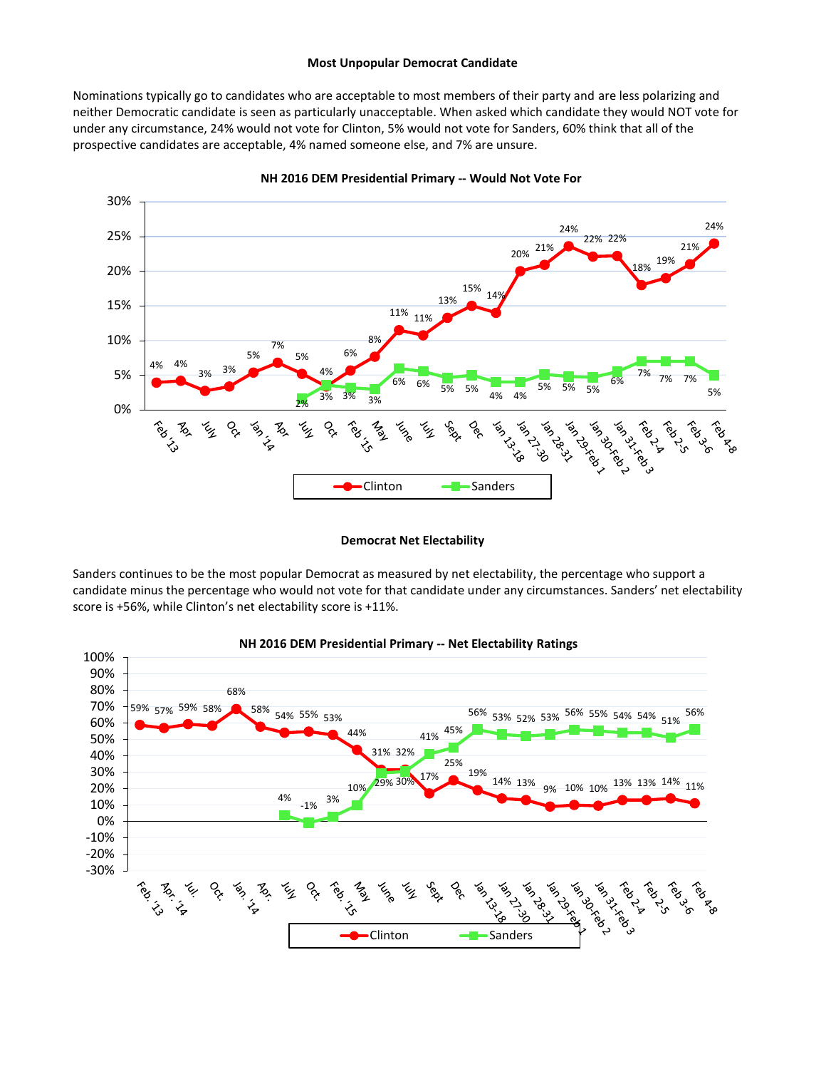**Most Unpopular Democrat Candidate**

Nominations typically go to candidates who are acceptable to most members of their party and are less polarizing and neither Democratic candidate is seen as particularly unacceptable. When asked which candidate they would NOT vote for under any circumstance, 24% would not vote for Clinton, 5% would not vote for Sanders, 60% think that all of the prospective candidates are acceptable, 4% named someone else, and 7% are unsure.

**NH 2016 DEM Presidential Primary -- Would Not Vote For**

| | Clinton | Sanders |
|---|---|---|
| Feb '13 | 4% | |
| Apr | 4% | |
| July | 3% | |
| Oct | 3% | |
| Jan '14 | 5% | |
| Apr | 7% | |
| July | 5% | 2% |
| Oct | 4% | 3% |
| Feb '15 | 6% | 3% |
| May | 8% | 3% |
| June | 11% | 6% |
| July | 11% | 6% |
| Sept | 13% | 5% |
| Dec | 15% | 5% |
| Jan 13-18 | 14% | 4% |
| Jan 27-30 | 20% | 4% |
| Jan 28-31 | 21% | 5% |
| Jan 29-Feb 1 | 24% | 5% |
| Jan 30-Feb 2 | 22% | 5% |
| Jan 31-Feb 3 | 22% | 6% |
| Feb 2-4 | 18% | 7% |
| Feb 2-5 | 19% | 7% |
| Feb 3-6 | 21% | 7% |
| Feb 4-8 | 24% | 5% |

**Democrat Net Electability**

Sanders continues to be the most popular Democrat as measured by net electability, the percentage who support a candidate minus the percentage who would not vote for that candidate under any circumstances. Sanders' net electability score is +56%, while Clinton's net electability score is +11%.

**NH 2016 DEM Presidential Primary -- Net Electability Ratings**

| | Clinton | Sanders |
|---|---|---|
| Feb. 13 | 59% | |
| Apr. 14 | 57% | |
| Jul. | 59% | |
| Oct. | 58% | |
| Jan. 14 | 68% | |
| Apr. | 58% | |
| July | 54% | 4% |
| Oct. | 55% | -1% |
| Feb. 15 | 53% | 3% |
| May | 44% | 10% |
| June | 31% | 29% |
| July | 32% | 30% |
| Sept | 17% | 41% |
| Dec | 25% | 45% |
| Jan 13-18 | 19% | 56% |
| Jan 27-30 | 14% | 53% |
| Jan 28-31 | 13% | 52% |
| Jan 29-Feb 1 | 9% | 53% |
| Jan 30-Feb 2 | 10% | 56% |
| Jan 31-Feb 3 | 10% | 55% |
| Feb 2-4 | 13% | 54% |
| Feb 2-5 | 13% | 54% |
| Feb 3-6 | 14% | 51% |
| Feb 4-8 | 11% | 56% |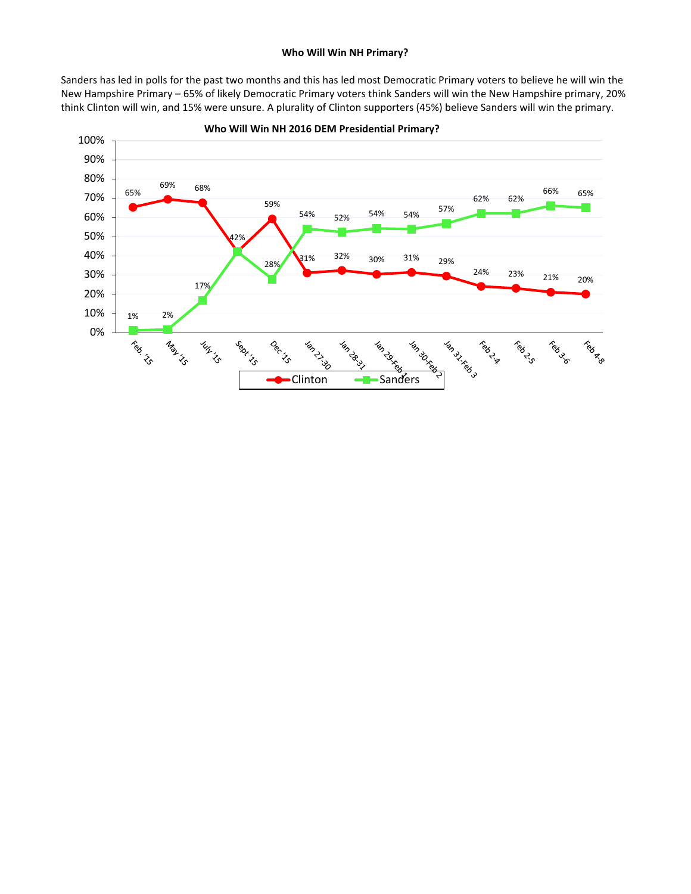**Who Will Win NH Primary?**

Sanders has led in polls for the past two months and this has led most Democratic Primary voters to believe he will win the New Hampshire Primary – 65% of likely Democratic Primary voters think Sanders will win the New Hampshire primary, 20% think Clinton will win, and 15% were unsure. A plurality of Clinton supporters (45%) believe Sanders will win the primary.

**Who Will Win NH 2016 DEM Presidential Primary?**

| | Clinton | Sanders |
|---|---|---|
| Feb. '15 | 65% | 1% |
| May '15 | 69% | 2% |
| July '15 | 68% | 17% |
| Sept '15 | 42% | 42% |
| Dec '15 | 59% | 28% |
| Jan 27-30 | 31% | 54% |
| Jan 28-31 | 32% | 52% |
| Jan 29-Feb 1 | 30% | 54% |
| Jan 30-Feb 2 | 31% | 54% |
| Jan 31-Feb 3 | 29% | 57% |
| Feb 2-4 | 24% | 62% |
| Feb 2-5 | 23% | 62% |
| Feb 3-6 | 21% | 66% |
| Feb 4-8 | 20% | 65% |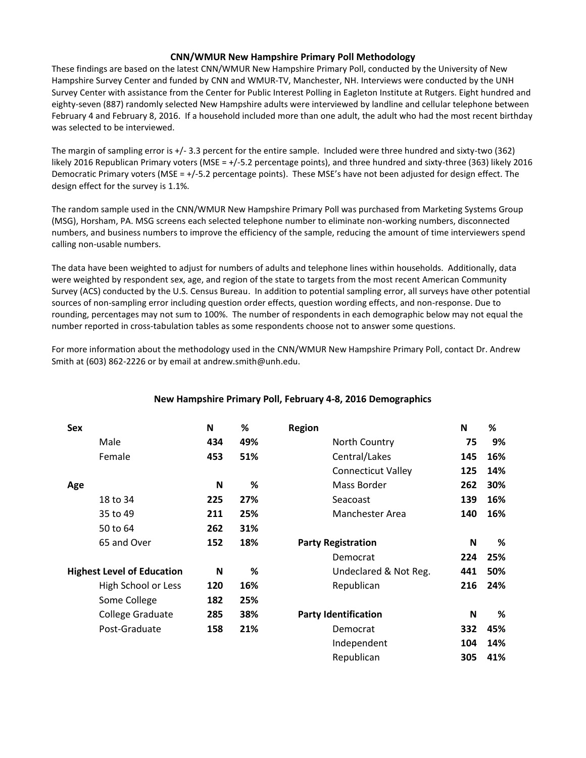## CNN/WMUR New Hampshire Primary Poll Methodology

These findings are based on the latest CNN/WMUR New Hampshire Primary Poll, conducted by the University of New Hampshire Survey Center and funded by CNN and WMUR-TV, Manchester, NH. Interviews were conducted by the UNH Survey Center with assistance from the Center for Public Interest Polling in Eagleton Institute at Rutgers. Eight hundred and eighty-seven (887) randomly selected New Hampshire adults were interviewed by landline and cellular telephone between February 4 and February 8, 2016. If a household included more than one adult, the adult who had the most recent birthday was selected to be interviewed.

The margin of sampling error is +/- 3.3 percent for the entire sample. Included were three hundred and sixty-two (362) likely 2016 Republican Primary voters (MSE = +/-5.2 percentage points), and three hundred and sixty-three (363) likely 2016 Democratic Primary voters (MSE = +/-5.2 percentage points). These MSE's have not been adjusted for design effect. The design effect for the survey is 1.1%.

The random sample used in the CNN/WMUR New Hampshire Primary Poll was purchased from Marketing Systems Group (MSG), Horsham, PA. MSG screens each selected telephone number to eliminate non-working numbers, disconnected numbers, and business numbers to improve the efficiency of the sample, reducing the amount of time interviewers spend calling non-usable numbers.

The data have been weighted to adjust for numbers of adults and telephone lines within households. Additionally, data were weighted by respondent sex, age, and region of the state to targets from the most recent American Community Survey (ACS) conducted by the U.S. Census Bureau. In addition to potential sampling error, all surveys have other potential sources of non-sampling error including question order effects, question wording effects, and non-response. Due to rounding, percentages may not sum to 100%. The number of respondents in each demographic below may not equal the number reported in cross-tabulation tables as some respondents choose not to answer some questions.

For more information about the methodology used in the CNN/WMUR New Hampshire Primary Poll, contact Dr. Andrew Smith at (603) 862-2226 or by email at andrew.smith@unh.edu.

### New Hampshire Primary Poll, February 4-8, 2016 Demographics

| Sex | N | % |
|---|---|---|
| Male | 434 | 49% |
| Female | 453 | 51% |

| Age | N | % |
|---|---|---|
| 18 to 34 | 225 | 27% |
| 35 to 49 | 211 | 25% |
| 50 to 64 | 262 | 31% |
| 65 and Over | 152 | 18% |

| Highest Level of Education | N | % |
|---|---|---|
| High School or Less | 120 | 16% |
| Some College | 182 | 25% |
| College Graduate | 285 | 38% |
| Post-Graduate | 158 | 21% |

| Region | N | % |
|---|---|---|
| North Country | 75 | 9% |
| Central/Lakes | 145 | 16% |
| Connecticut Valley | 125 | 14% |
| Mass Border | 262 | 30% |
| Seacoast | 139 | 16% |
| Manchester Area | 140 | 16% |

| Party Registration | N | % |
|---|---|---|
| Democrat | 224 | 25% |
| Undeclared & Not Reg. | 441 | 50% |
| Republican | 216 | 24% |

| Party Identification | N | % |
|---|---|---|
| Democrat | 332 | 45% |
| Independent | 104 | 14% |
| Republican | 305 | 41% |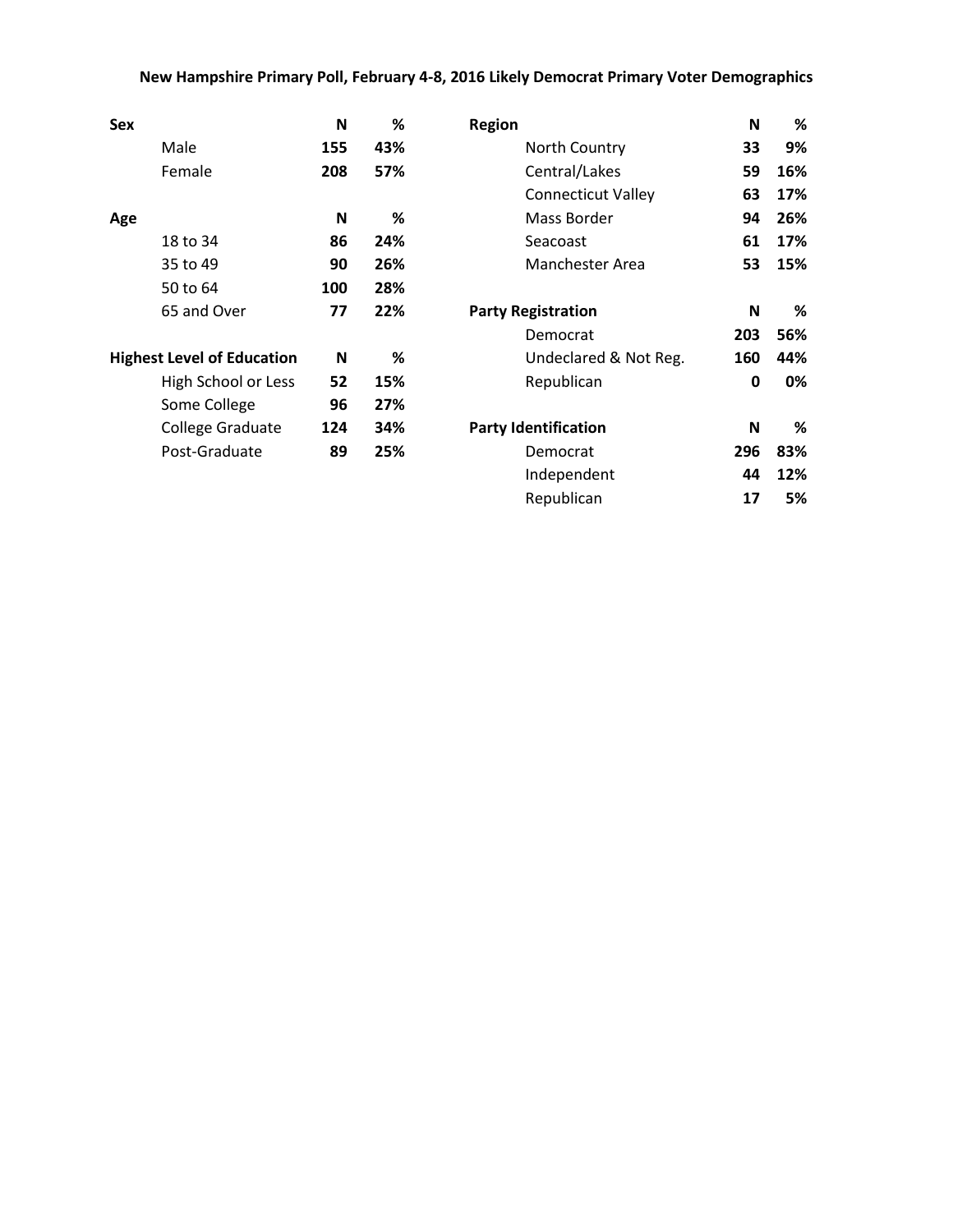**New Hampshire Primary Poll, February 4-8, 2016 Likely Democrat Primary Voter Demographics**

| Sex | N | % |
|---|---|---|
| Male | 155 | 43% |
| Female | 208 | 57% |

| Age | N | % |
|---|---|---|
| 18 to 34 | 86 | 24% |
| 35 to 49 | 90 | 26% |
| 50 to 64 | 100 | 28% |
| 65 and Over | 77 | 22% |

| Highest Level of Education | N | % |
|---|---|---|
| High School or Less | 52 | 15% |
| Some College | 96 | 27% |
| College Graduate | 124 | 34% |
| Post-Graduate | 89 | 25% |

| Region | N | % |
|---|---|---|
| North Country | 33 | 9% |
| Central/Lakes | 59 | 16% |
| Connecticut Valley | 63 | 17% |
| Mass Border | 94 | 26% |
| Seacoast | 61 | 17% |
| Manchester Area | 53 | 15% |

| Party Registration | N | % |
|---|---|---|
| Democrat | 203 | 56% |
| Undeclared & Not Reg. | 160 | 44% |
| Republican | 0 | 0% |

| Party Identification | N | % |
|---|---|---|
| Democrat | 296 | 83% |
| Independent | 44 | 12% |
| Republican | 17 | 5% |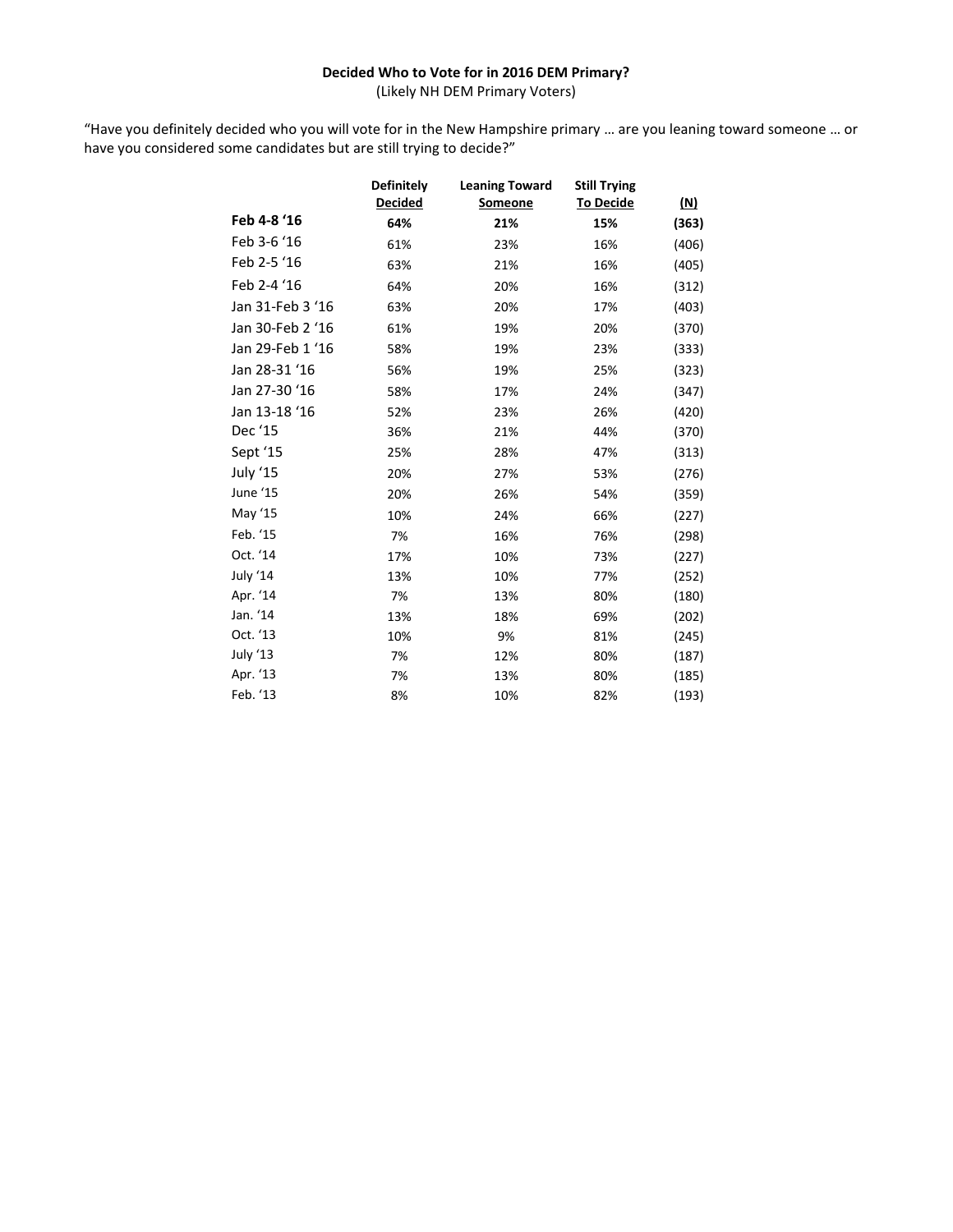**Decided Who to Vote for in 2016 DEM Primary?**
(Likely NH DEM Primary Voters)

"Have you definitely decided who you will vote for in the New Hampshire primary … are you leaning toward someone … or have you considered some candidates but are still trying to decide?"

| | Definitely Decided | Leaning Toward Someone | Still Trying To Decide | (N) |
|---|---|---|---|---|
| **Feb 4-8 '16** | **64%** | **21%** | **15%** | **(363)** |
| Feb 3-6 '16 | 61% | 23% | 16% | (406) |
| Feb 2-5 '16 | 63% | 21% | 16% | (405) |
| Feb 2-4 '16 | 64% | 20% | 16% | (312) |
| Jan 31-Feb 3 '16 | 63% | 20% | 17% | (403) |
| Jan 30-Feb 2 '16 | 61% | 19% | 20% | (370) |
| Jan 29-Feb 1 '16 | 58% | 19% | 23% | (333) |
| Jan 28-31 '16 | 56% | 19% | 25% | (323) |
| Jan 27-30 '16 | 58% | 17% | 24% | (347) |
| Jan 13-18 '16 | 52% | 23% | 26% | (420) |
| Dec '15 | 36% | 21% | 44% | (370) |
| Sept '15 | 25% | 28% | 47% | (313) |
| July '15 | 20% | 27% | 53% | (276) |
| June '15 | 20% | 26% | 54% | (359) |
| May '15 | 10% | 24% | 66% | (227) |
| Feb. '15 | 7% | 16% | 76% | (298) |
| Oct. '14 | 17% | 10% | 73% | (227) |
| July '14 | 13% | 10% | 77% | (252) |
| Apr. '14 | 7% | 13% | 80% | (180) |
| Jan. '14 | 13% | 18% | 69% | (202) |
| Oct. '13 | 10% | 9% | 81% | (245) |
| July '13 | 7% | 12% | 80% | (187) |
| Apr. '13 | 7% | 13% | 80% | (185) |
| Feb. '13 | 8% | 10% | 82% | (193) |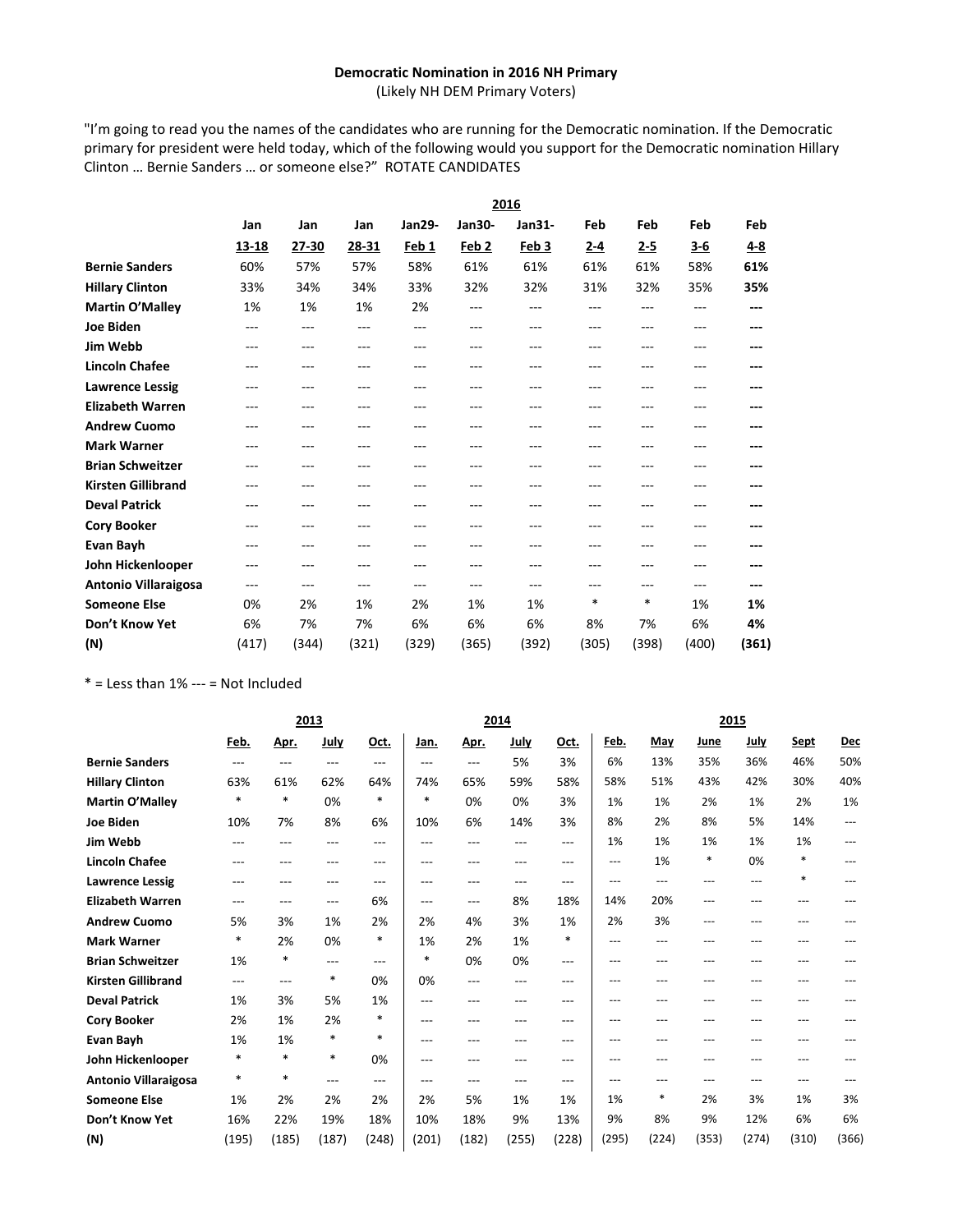**Democratic Nomination in 2016 NH Primary**
(Likely NH DEM Primary Voters)

"I'm going to read you the names of the candidates who are running for the Democratic nomination. If the Democratic primary for president were held today, which of the following would you support for the Democratic nomination Hillary Clinton … Bernie Sanders … or someone else?" ROTATE CANDIDATES

| | 2016 | | | | | | | | | |
|---|---|---|---|---|---|---|---|---|---|---|
| | Jan 13-18 | Jan 27-30 | Jan 28-31 | Jan29- Feb 1 | Jan30- Feb 2 | Jan31- Feb 3 | Feb 2-4 | Feb 2-5 | Feb 3-6 | Feb 4-8 |
| **Bernie Sanders** | 60% | 57% | 57% | 58% | 61% | 61% | 61% | 61% | 58% | **61%** |
| **Hillary Clinton** | 33% | 34% | 34% | 33% | 32% | 32% | 31% | 32% | 35% | **35%** |
| **Martin O'Malley** | 1% | 1% | 1% | 2% | --- | --- | --- | --- | --- | **---** |
| **Joe Biden** | --- | --- | --- | --- | --- | --- | --- | --- | --- | **---** |
| **Jim Webb** | --- | --- | --- | --- | --- | --- | --- | --- | --- | **---** |
| **Lincoln Chafee** | --- | --- | --- | --- | --- | --- | --- | --- | --- | **---** |
| **Lawrence Lessig** | --- | --- | --- | --- | --- | --- | --- | --- | --- | **---** |
| **Elizabeth Warren** | --- | --- | --- | --- | --- | --- | --- | --- | --- | **---** |
| **Andrew Cuomo** | --- | --- | --- | --- | --- | --- | --- | --- | --- | **---** |
| **Mark Warner** | --- | --- | --- | --- | --- | --- | --- | --- | --- | **---** |
| **Brian Schweitzer** | --- | --- | --- | --- | --- | --- | --- | --- | --- | **---** |
| **Kirsten Gillibrand** | --- | --- | --- | --- | --- | --- | --- | --- | --- | **---** |
| **Deval Patrick** | --- | --- | --- | --- | --- | --- | --- | --- | --- | **---** |
| **Cory Booker** | --- | --- | --- | --- | --- | --- | --- | --- | --- | **---** |
| **Evan Bayh** | --- | --- | --- | --- | --- | --- | --- | --- | --- | **---** |
| **John Hickenlooper** | --- | --- | --- | --- | --- | --- | --- | --- | --- | **---** |
| **Antonio Villaraigosa** | --- | --- | --- | --- | --- | --- | --- | --- | --- | **---** |
| **Someone Else** | 0% | 2% | 1% | 2% | 1% | 1% | * | * | 1% | **1%** |
| **Don't Know Yet** | 6% | 7% | 7% | 6% | 6% | 6% | 8% | 7% | 6% | **4%** |
| **(N)** | (417) | (344) | (321) | (329) | (365) | (392) | (305) | (398) | (400) | **(361)** |

\* = Less than 1% --- = Not Included

| | 2013 | | | | 2014 | | | | 2015 | | | | | |
|---|---|---|---|---|---|---|---|---|---|---|---|---|---|---|
| | Feb. | Apr. | July | Oct. | Jan. | Apr. | July | Oct. | Feb. | May | June | July | Sept | Dec |
| **Bernie Sanders** | --- | --- | --- | --- | --- | --- | 5% | 3% | 6% | 13% | 35% | 36% | 46% | 50% |
| **Hillary Clinton** | 63% | 61% | 62% | 64% | 74% | 65% | 59% | 58% | 58% | 51% | 43% | 42% | 30% | 40% |
| **Martin O'Malley** | * | * | 0% | * | * | 0% | 0% | 3% | 1% | 1% | 2% | 1% | 2% | 1% |
| **Joe Biden** | 10% | 7% | 8% | 6% | 10% | 6% | 14% | 3% | 8% | 2% | 8% | 5% | 14% | --- |
| **Jim Webb** | --- | --- | --- | --- | --- | --- | --- | --- | 1% | 1% | 1% | 1% | 1% | --- |
| **Lincoln Chafee** | --- | --- | --- | --- | --- | --- | --- | --- | --- | 1% | * | 0% | * | --- |
| **Lawrence Lessig** | --- | --- | --- | --- | --- | --- | --- | --- | --- | --- | --- | --- | * | --- |
| **Elizabeth Warren** | --- | --- | --- | 6% | --- | --- | 8% | 18% | 14% | 20% | --- | --- | --- | --- |
| **Andrew Cuomo** | 5% | 3% | 1% | 2% | 2% | 4% | 3% | 1% | 2% | 3% | --- | --- | --- | --- |
| **Mark Warner** | * | 2% | 0% | * | 1% | 2% | 1% | * | --- | --- | --- | --- | --- | --- |
| **Brian Schweitzer** | 1% | * | --- | --- | * | 0% | 0% | --- | --- | --- | --- | --- | --- | --- |
| **Kirsten Gillibrand** | --- | --- | * | 0% | 0% | --- | --- | --- | --- | --- | --- | --- | --- | --- |
| **Deval Patrick** | 1% | 3% | 5% | 1% | --- | --- | --- | --- | --- | --- | --- | --- | --- | --- |
| **Cory Booker** | 2% | 1% | 2% | * | --- | --- | --- | --- | --- | --- | --- | --- | --- | --- |
| **Evan Bayh** | 1% | 1% | * | * | --- | --- | --- | --- | --- | --- | --- | --- | --- | --- |
| **John Hickenlooper** | * | * | * | 0% | --- | --- | --- | --- | --- | --- | --- | --- | --- | --- |
| **Antonio Villaraigosa** | * | * | --- | --- | --- | --- | --- | --- | --- | --- | --- | --- | --- | --- |
| **Someone Else** | 1% | 2% | 2% | 2% | 2% | 5% | 1% | 1% | 1% | * | 2% | 3% | 1% | 3% |
| **Don't Know Yet** | 16% | 22% | 19% | 18% | 10% | 18% | 9% | 13% | 9% | 8% | 9% | 12% | 6% | 6% |
| **(N)** | (195) | (185) | (187) | (248) | (201) | (182) | (255) | (228) | (295) | (224) | (353) | (274) | (310) | (366) |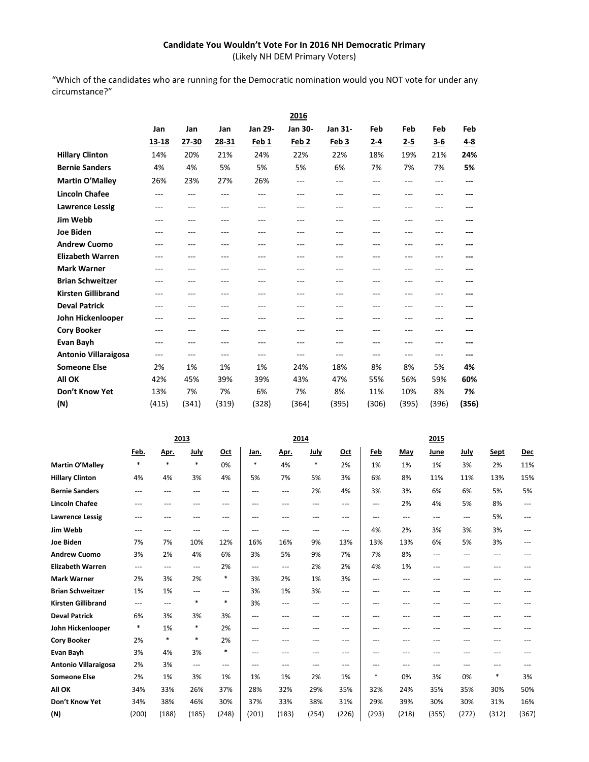**Candidate You Wouldn't Vote For In 2016 NH Democratic Primary**
(Likely NH DEM Primary Voters)

"Which of the candidates who are running for the Democratic nomination would you NOT vote for under any circumstance?"

| | 2016 | | | | | | | | | |
|---|---|---|---|---|---|---|---|---|---|---|
| | Jan 13-18 | Jan 27-30 | Jan 28-31 | Jan 29-Feb 1 | Jan 30-Feb 2 | Jan 31-Feb 3 | Feb 2-4 | Feb 2-5 | Feb 3-6 | **Feb 4-8** |
| **Hillary Clinton** | 14% | 20% | 21% | 24% | 22% | 22% | 18% | 19% | 21% | **24%** |
| **Bernie Sanders** | 4% | 4% | 5% | 5% | 5% | 6% | 7% | 7% | 7% | **5%** |
| **Martin O'Malley** | 26% | 23% | 27% | 26% | --- | --- | --- | --- | --- | **---** |
| **Lincoln Chafee** | --- | --- | --- | --- | --- | --- | --- | --- | --- | **---** |
| **Lawrence Lessig** | --- | --- | --- | --- | --- | --- | --- | --- | --- | **---** |
| **Jim Webb** | --- | --- | --- | --- | --- | --- | --- | --- | --- | **---** |
| **Joe Biden** | --- | --- | --- | --- | --- | --- | --- | --- | --- | **---** |
| **Andrew Cuomo** | --- | --- | --- | --- | --- | --- | --- | --- | --- | **---** |
| **Elizabeth Warren** | --- | --- | --- | --- | --- | --- | --- | --- | --- | **---** |
| **Mark Warner** | --- | --- | --- | --- | --- | --- | --- | --- | --- | **---** |
| **Brian Schweitzer** | --- | --- | --- | --- | --- | --- | --- | --- | --- | **---** |
| **Kirsten Gillibrand** | --- | --- | --- | --- | --- | --- | --- | --- | --- | **---** |
| **Deval Patrick** | --- | --- | --- | --- | --- | --- | --- | --- | --- | **---** |
| **John Hickenlooper** | --- | --- | --- | --- | --- | --- | --- | --- | --- | **---** |
| **Cory Booker** | --- | --- | --- | --- | --- | --- | --- | --- | --- | **---** |
| **Evan Bayh** | --- | --- | --- | --- | --- | --- | --- | --- | --- | **---** |
| **Antonio Villaraigosa** | --- | --- | --- | --- | --- | --- | --- | --- | --- | **---** |
| **Someone Else** | 2% | 1% | 1% | 1% | 24% | 18% | 8% | 8% | 5% | **4%** |
| **All OK** | 42% | 45% | 39% | 39% | 43% | 47% | 55% | 56% | 59% | **60%** |
| **Don't Know Yet** | 13% | 7% | 7% | 6% | 7% | 8% | 11% | 10% | 8% | **7%** |
| **(N)** | (415) | (341) | (319) | (328) | (364) | (395) | (306) | (395) | (396) | **(356)** |

| | 2013 | | | | 2014 | | | | 2015 | | | | | |
|---|---|---|---|---|---|---|---|---|---|---|---|---|---|---|
| | Feb. | Apr. | July | Oct | Jan. | Apr. | July | Oct | Feb | May | June | July | Sept | Dec |
| **Martin O'Malley** | * | * | * | 0% | * | 4% | * | 2% | 1% | 1% | 1% | 3% | 2% | 11% |
| **Hillary Clinton** | 4% | 4% | 3% | 4% | 5% | 7% | 5% | 3% | 6% | 8% | 11% | 11% | 13% | 15% |
| **Bernie Sanders** | --- | --- | --- | --- | --- | --- | 2% | 4% | 3% | 3% | 6% | 6% | 5% | 5% |
| **Lincoln Chafee** | --- | --- | --- | --- | --- | --- | --- | --- | --- | 2% | 4% | 5% | 8% | --- |
| **Lawrence Lessig** | --- | --- | --- | --- | --- | --- | --- | --- | --- | --- | --- | --- | 5% | --- |
| **Jim Webb** | --- | --- | --- | --- | --- | --- | --- | --- | 4% | 2% | 3% | 3% | 3% | --- |
| **Joe Biden** | 7% | 7% | 10% | 12% | 16% | 16% | 9% | 13% | 13% | 13% | 6% | 5% | 3% | --- |
| **Andrew Cuomo** | 3% | 2% | 4% | 6% | 3% | 5% | 9% | 7% | 7% | 8% | --- | --- | --- | --- |
| **Elizabeth Warren** | --- | --- | --- | 2% | --- | --- | 2% | 2% | 4% | 1% | --- | --- | --- | --- |
| **Mark Warner** | 2% | 3% | 2% | * | 3% | 2% | 1% | 3% | --- | --- | --- | --- | --- | --- |
| **Brian Schweitzer** | 1% | 1% | --- | --- | 3% | 1% | 3% | --- | --- | --- | --- | --- | --- | --- |
| **Kirsten Gillibrand** | --- | --- | * | * | 3% | --- | --- | --- | --- | --- | --- | --- | --- | --- |
| **Deval Patrick** | 6% | 3% | 3% | 3% | --- | --- | --- | --- | --- | --- | --- | --- | --- | --- |
| **John Hickenlooper** | * | 1% | * | 2% | --- | --- | --- | --- | --- | --- | --- | --- | --- | --- |
| **Cory Booker** | 2% | * | * | 2% | --- | --- | --- | --- | --- | --- | --- | --- | --- | --- |
| **Evan Bayh** | 3% | 4% | 3% | * | --- | --- | --- | --- | --- | --- | --- | --- | --- | --- |
| **Antonio Villaraigosa** | 2% | 3% | --- | --- | --- | --- | --- | --- | --- | --- | --- | --- | --- | --- |
| **Someone Else** | 2% | 1% | 3% | 1% | 1% | 1% | 2% | 1% | * | 0% | 3% | 0% | * | 3% |
| **All OK** | 34% | 33% | 26% | 37% | 28% | 32% | 29% | 35% | 32% | 24% | 35% | 35% | 30% | 50% |
| **Don't Know Yet** | 34% | 38% | 46% | 30% | 37% | 33% | 38% | 31% | 29% | 39% | 30% | 30% | 31% | 16% |
| **(N)** | (200) | (188) | (185) | (248) | (201) | (183) | (254) | (226) | (293) | (218) | (355) | (272) | (312) | (367) |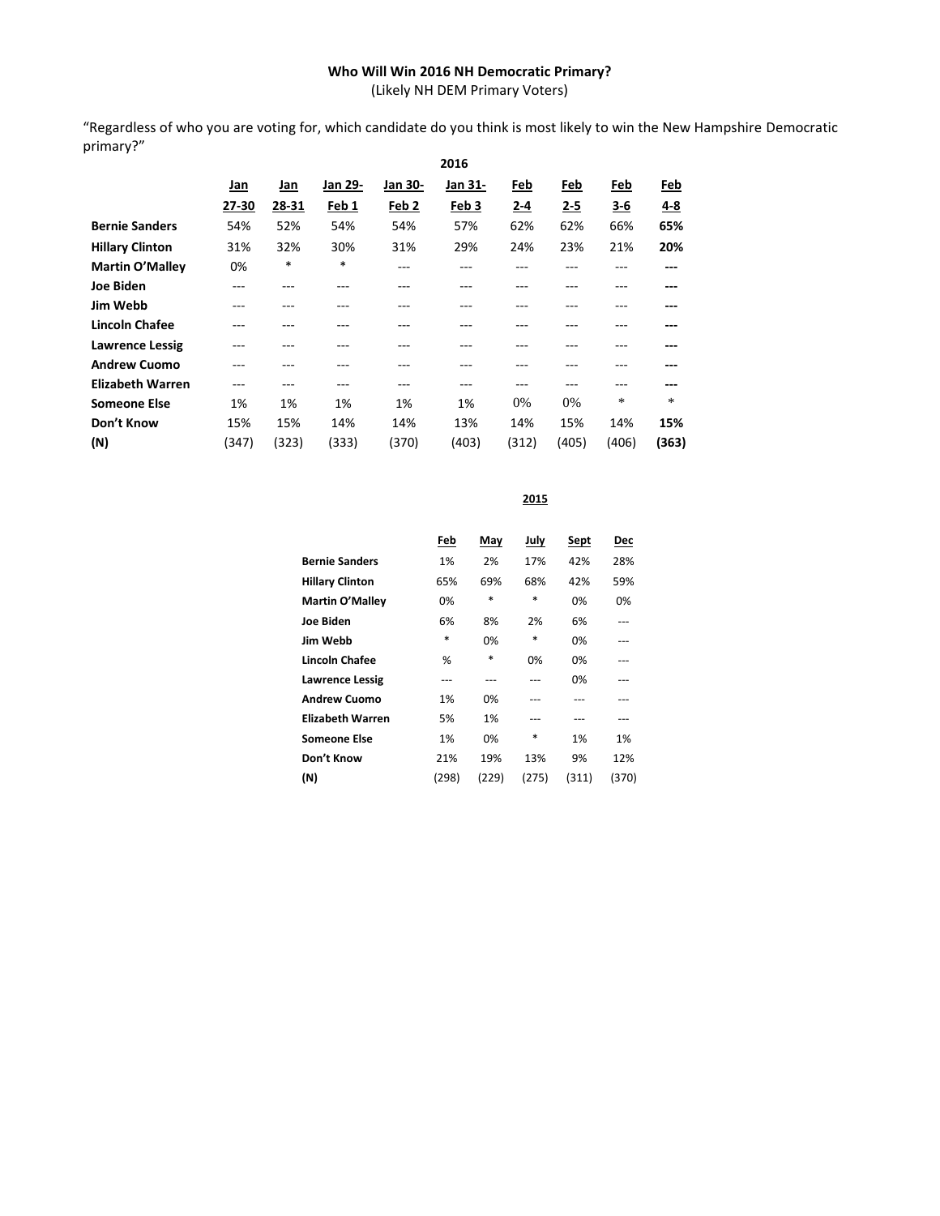**Who Will Win 2016 NH Democratic Primary?**
(Likely NH DEM Primary Voters)

"Regardless of who you are voting for, which candidate do you think is most likely to win the New Hampshire Democratic primary?"

| | 2016 | | | | | | | | |
|---|---|---|---|---|---|---|---|---|---|
| | Jan 27-30 | Jan 28-31 | Jan 29- Feb 1 | Jan 30- Feb 2 | Jan 31- Feb 3 | Feb 2-4 | Feb 2-5 | Feb 3-6 | **Feb 4-8** |
| **Bernie Sanders** | 54% | 52% | 54% | 54% | 57% | 62% | 62% | 66% | **65%** |
| **Hillary Clinton** | 31% | 32% | 30% | 31% | 29% | 24% | 23% | 21% | **20%** |
| **Martin O'Malley** | 0% | * | * | --- | --- | --- | --- | --- | **---** |
| **Joe Biden** | --- | --- | --- | --- | --- | --- | --- | --- | **---** |
| **Jim Webb** | --- | --- | --- | --- | --- | --- | --- | --- | **---** |
| **Lincoln Chafee** | --- | --- | --- | --- | --- | --- | --- | --- | **---** |
| **Lawrence Lessig** | --- | --- | --- | --- | --- | --- | --- | --- | **---** |
| **Andrew Cuomo** | --- | --- | --- | --- | --- | --- | --- | --- | **---** |
| **Elizabeth Warren** | --- | --- | --- | --- | --- | --- | --- | --- | **---** |
| **Someone Else** | 1% | 1% | 1% | 1% | 1% | 0% | 0% | * | * |
| **Don't Know** | 15% | 15% | 14% | 14% | 13% | 14% | 15% | 14% | **15%** |
| **(N)** | (347) | (323) | (333) | (370) | (403) | (312) | (405) | (406) | **(363)** |

| | 2015 | | | | |
|---|---|---|---|---|---|
| | Feb | May | July | Sept | Dec |
| **Bernie Sanders** | 1% | 2% | 17% | 42% | 28% |
| **Hillary Clinton** | 65% | 69% | 68% | 42% | 59% |
| **Martin O'Malley** | 0% | * | * | 0% | 0% |
| **Joe Biden** | 6% | 8% | 2% | 6% | --- |
| **Jim Webb** | * | 0% | * | 0% | --- |
| **Lincoln Chafee** | % | * | 0% | 0% | --- |
| **Lawrence Lessig** | --- | --- | --- | 0% | --- |
| **Andrew Cuomo** | 1% | 0% | --- | --- | --- |
| **Elizabeth Warren** | 5% | 1% | --- | --- | --- |
| **Someone Else** | 1% | 0% | * | 1% | 1% |
| **Don't Know** | 21% | 19% | 13% | 9% | 12% |
| **(N)** | (298) | (229) | (275) | (311) | (370) |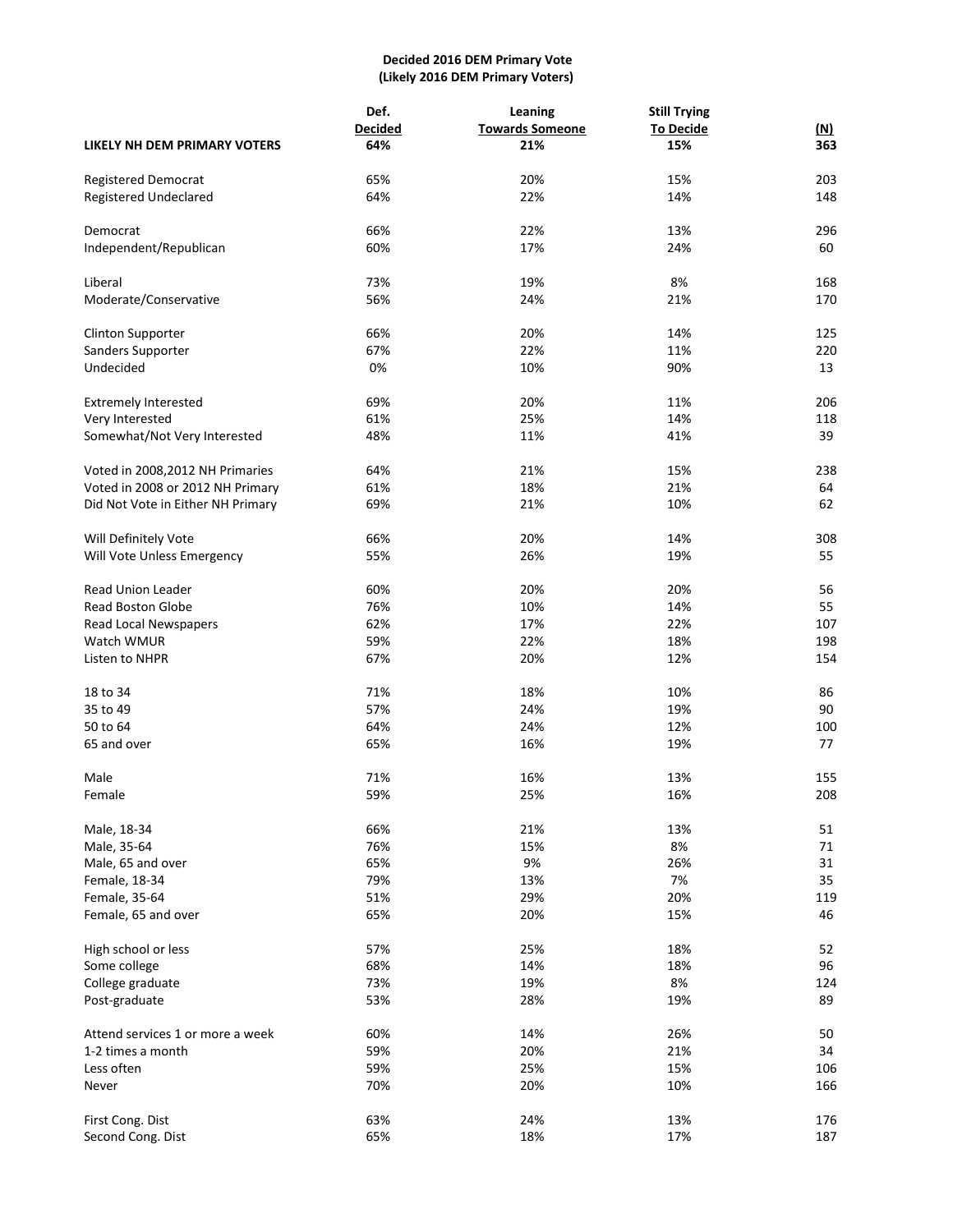**Decided 2016 DEM Primary Vote**
**(Likely 2016 DEM Primary Voters)**

| | Def. Decided | Leaning Towards Someone | Still Trying To Decide | (N) |
|---|---|---|---|---|
| **LIKELY NH DEM PRIMARY VOTERS** | **64%** | **21%** | **15%** | **363** |
| Registered Democrat | 65% | 20% | 15% | 203 |
| Registered Undeclared | 64% | 22% | 14% | 148 |
| Democrat | 66% | 22% | 13% | 296 |
| Independent/Republican | 60% | 17% | 24% | 60 |
| Liberal | 73% | 19% | 8% | 168 |
| Moderate/Conservative | 56% | 24% | 21% | 170 |
| Clinton Supporter | 66% | 20% | 14% | 125 |
| Sanders Supporter | 67% | 22% | 11% | 220 |
| Undecided | 0% | 10% | 90% | 13 |
| Extremely Interested | 69% | 20% | 11% | 206 |
| Very Interested | 61% | 25% | 14% | 118 |
| Somewhat/Not Very Interested | 48% | 11% | 41% | 39 |
| Voted in 2008,2012 NH Primaries | 64% | 21% | 15% | 238 |
| Voted in 2008 or 2012 NH Primary | 61% | 18% | 21% | 64 |
| Did Not Vote in Either NH Primary | 69% | 21% | 10% | 62 |
| Will Definitely Vote | 66% | 20% | 14% | 308 |
| Will Vote Unless Emergency | 55% | 26% | 19% | 55 |
| Read Union Leader | 60% | 20% | 20% | 56 |
| Read Boston Globe | 76% | 10% | 14% | 55 |
| Read Local Newspapers | 62% | 17% | 22% | 107 |
| Watch WMUR | 59% | 22% | 18% | 198 |
| Listen to NHPR | 67% | 20% | 12% | 154 |
| 18 to 34 | 71% | 18% | 10% | 86 |
| 35 to 49 | 57% | 24% | 19% | 90 |
| 50 to 64 | 64% | 24% | 12% | 100 |
| 65 and over | 65% | 16% | 19% | 77 |
| Male | 71% | 16% | 13% | 155 |
| Female | 59% | 25% | 16% | 208 |
| Male, 18-34 | 66% | 21% | 13% | 51 |
| Male, 35-64 | 76% | 15% | 8% | 71 |
| Male, 65 and over | 65% | 9% | 26% | 31 |
| Female, 18-34 | 79% | 13% | 7% | 35 |
| Female, 35-64 | 51% | 29% | 20% | 119 |
| Female, 65 and over | 65% | 20% | 15% | 46 |
| High school or less | 57% | 25% | 18% | 52 |
| Some college | 68% | 14% | 18% | 96 |
| College graduate | 73% | 19% | 8% | 124 |
| Post-graduate | 53% | 28% | 19% | 89 |
| Attend services 1 or more a week | 60% | 14% | 26% | 50 |
| 1-2 times a month | 59% | 20% | 21% | 34 |
| Less often | 59% | 25% | 15% | 106 |
| Never | 70% | 20% | 10% | 166 |
| First Cong. Dist | 63% | 24% | 13% | 176 |
| Second Cong. Dist | 65% | 18% | 17% | 187 |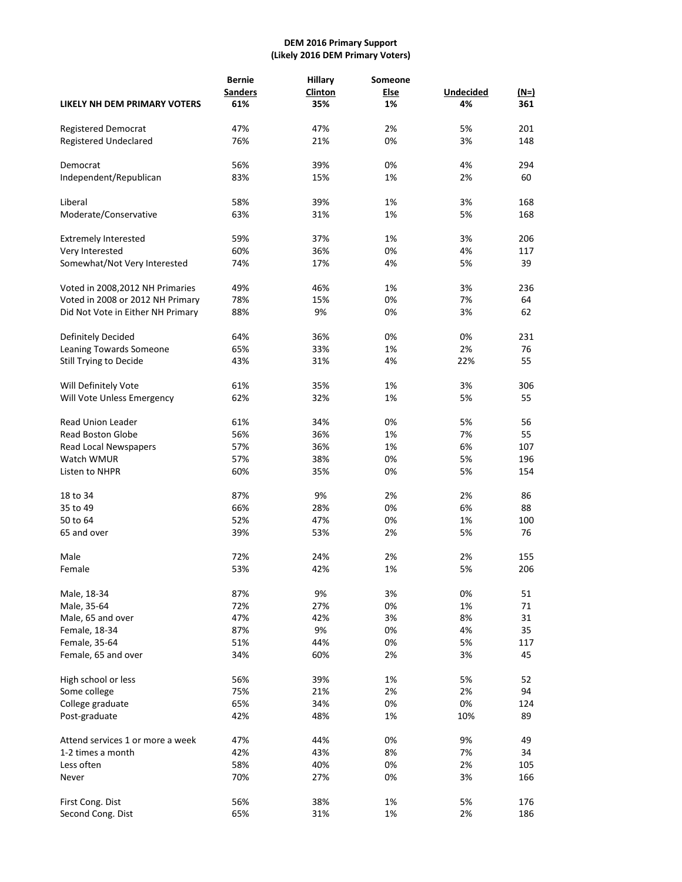**DEM 2016 Primary Support**
**(Likely 2016 DEM Primary Voters)**

| | Bernie Sanders | Hillary Clinton | Someone Else | Undecided | (N=) |
|---|---|---|---|---|---|
| **LIKELY NH DEM PRIMARY VOTERS** | **61%** | **35%** | **1%** | **4%** | **361** |
| | | | | | |
| Registered Democrat | 47% | 47% | 2% | 5% | 201 |
| Registered Undeclared | 76% | 21% | 0% | 3% | 148 |
| | | | | | |
| Democrat | 56% | 39% | 0% | 4% | 294 |
| Independent/Republican | 83% | 15% | 1% | 2% | 60 |
| | | | | | |
| Liberal | 58% | 39% | 1% | 3% | 168 |
| Moderate/Conservative | 63% | 31% | 1% | 5% | 168 |
| | | | | | |
| Extremely Interested | 59% | 37% | 1% | 3% | 206 |
| Very Interested | 60% | 36% | 0% | 4% | 117 |
| Somewhat/Not Very Interested | 74% | 17% | 4% | 5% | 39 |
| | | | | | |
| Voted in 2008,2012 NH Primaries | 49% | 46% | 1% | 3% | 236 |
| Voted in 2008 or 2012 NH Primary | 78% | 15% | 0% | 7% | 64 |
| Did Not Vote in Either NH Primary | 88% | 9% | 0% | 3% | 62 |
| | | | | | |
| Definitely Decided | 64% | 36% | 0% | 0% | 231 |
| Leaning Towards Someone | 65% | 33% | 1% | 2% | 76 |
| Still Trying to Decide | 43% | 31% | 4% | 22% | 55 |
| | | | | | |
| Will Definitely Vote | 61% | 35% | 1% | 3% | 306 |
| Will Vote Unless Emergency | 62% | 32% | 1% | 5% | 55 |
| | | | | | |
| Read Union Leader | 61% | 34% | 0% | 5% | 56 |
| Read Boston Globe | 56% | 36% | 1% | 7% | 55 |
| Read Local Newspapers | 57% | 36% | 1% | 6% | 107 |
| Watch WMUR | 57% | 38% | 0% | 5% | 196 |
| Listen to NHPR | 60% | 35% | 0% | 5% | 154 |
| | | | | | |
| 18 to 34 | 87% | 9% | 2% | 2% | 86 |
| 35 to 49 | 66% | 28% | 0% | 6% | 88 |
| 50 to 64 | 52% | 47% | 0% | 1% | 100 |
| 65 and over | 39% | 53% | 2% | 5% | 76 |
| | | | | | |
| Male | 72% | 24% | 2% | 2% | 155 |
| Female | 53% | 42% | 1% | 5% | 206 |
| | | | | | |
| Male, 18-34 | 87% | 9% | 3% | 0% | 51 |
| Male, 35-64 | 72% | 27% | 0% | 1% | 71 |
| Male, 65 and over | 47% | 42% | 3% | 8% | 31 |
| Female, 18-34 | 87% | 9% | 0% | 4% | 35 |
| Female, 35-64 | 51% | 44% | 0% | 5% | 117 |
| Female, 65 and over | 34% | 60% | 2% | 3% | 45 |
| | | | | | |
| High school or less | 56% | 39% | 1% | 5% | 52 |
| Some college | 75% | 21% | 2% | 2% | 94 |
| College graduate | 65% | 34% | 0% | 0% | 124 |
| Post-graduate | 42% | 48% | 1% | 10% | 89 |
| | | | | | |
| Attend services 1 or more a week | 47% | 44% | 0% | 9% | 49 |
| 1-2 times a month | 42% | 43% | 8% | 7% | 34 |
| Less often | 58% | 40% | 0% | 2% | 105 |
| Never | 70% | 27% | 0% | 3% | 166 |
| | | | | | |
| First Cong. Dist | 56% | 38% | 1% | 5% | 176 |
| Second Cong. Dist | 65% | 31% | 1% | 2% | 186 |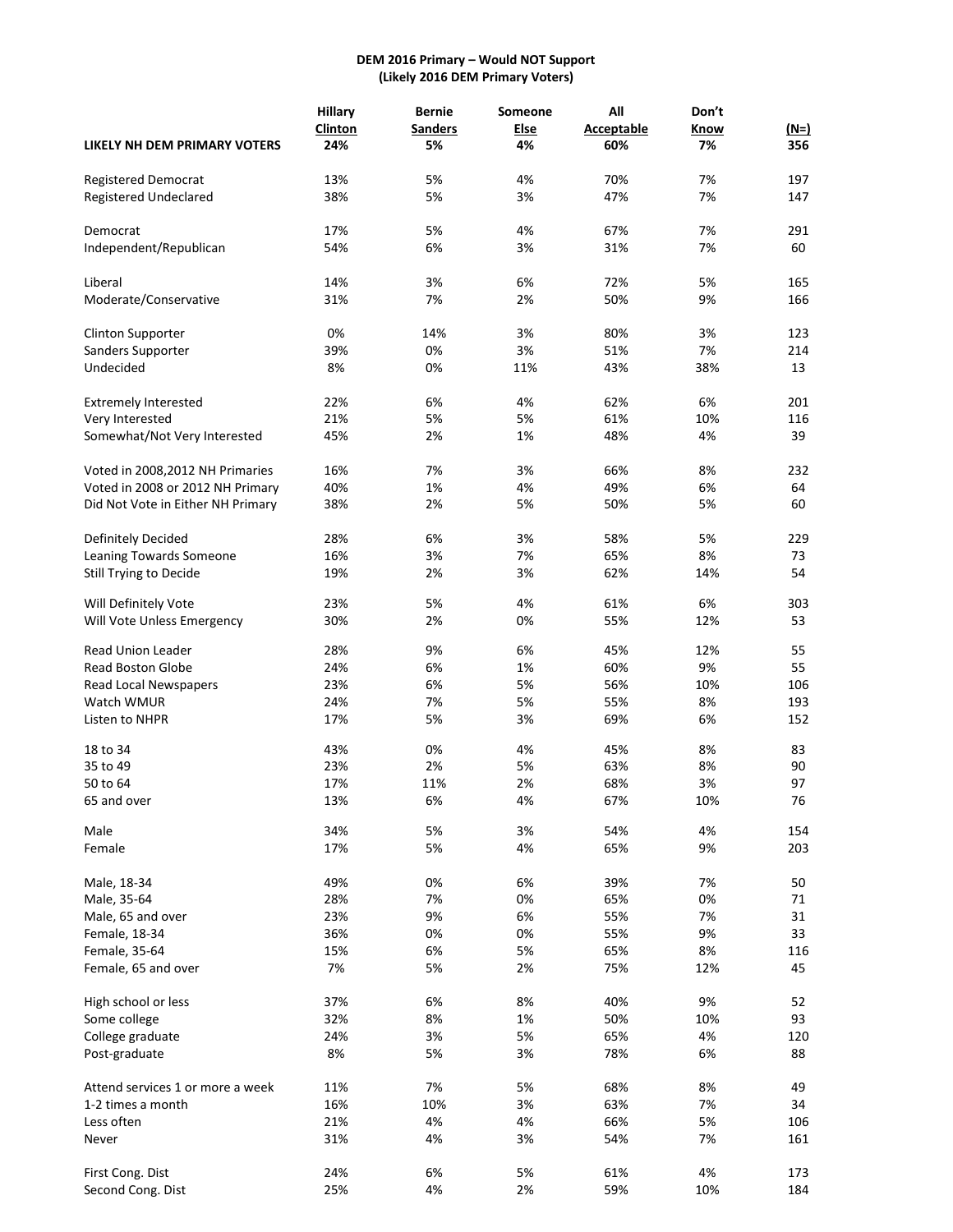**DEM 2016 Primary – Would NOT Support**
**(Likely 2016 DEM Primary Voters)**

| | Hillary Clinton | Bernie Sanders | Someone Else | All Acceptable | Don't Know | (N=) |
|---|---|---|---|---|---|---|
| **LIKELY NH DEM PRIMARY VOTERS** | **24%** | **5%** | **4%** | **60%** | **7%** | **356** |
| Registered Democrat | 13% | 5% | 4% | 70% | 7% | 197 |
| Registered Undeclared | 38% | 5% | 3% | 47% | 7% | 147 |
| Democrat | 17% | 5% | 4% | 67% | 7% | 291 |
| Independent/Republican | 54% | 6% | 3% | 31% | 7% | 60 |
| Liberal | 14% | 3% | 6% | 72% | 5% | 165 |
| Moderate/Conservative | 31% | 7% | 2% | 50% | 9% | 166 |
| Clinton Supporter | 0% | 14% | 3% | 80% | 3% | 123 |
| Sanders Supporter | 39% | 0% | 3% | 51% | 7% | 214 |
| Undecided | 8% | 0% | 11% | 43% | 38% | 13 |
| Extremely Interested | 22% | 6% | 4% | 62% | 6% | 201 |
| Very Interested | 21% | 5% | 5% | 61% | 10% | 116 |
| Somewhat/Not Very Interested | 45% | 2% | 1% | 48% | 4% | 39 |
| Voted in 2008,2012 NH Primaries | 16% | 7% | 3% | 66% | 8% | 232 |
| Voted in 2008 or 2012 NH Primary | 40% | 1% | 4% | 49% | 6% | 64 |
| Did Not Vote in Either NH Primary | 38% | 2% | 5% | 50% | 5% | 60 |
| Definitely Decided | 28% | 6% | 3% | 58% | 5% | 229 |
| Leaning Towards Someone | 16% | 3% | 7% | 65% | 8% | 73 |
| Still Trying to Decide | 19% | 2% | 3% | 62% | 14% | 54 |
| Will Definitely Vote | 23% | 5% | 4% | 61% | 6% | 303 |
| Will Vote Unless Emergency | 30% | 2% | 0% | 55% | 12% | 53 |
| Read Union Leader | 28% | 9% | 6% | 45% | 12% | 55 |
| Read Boston Globe | 24% | 6% | 1% | 60% | 9% | 55 |
| Read Local Newspapers | 23% | 6% | 5% | 56% | 10% | 106 |
| Watch WMUR | 24% | 7% | 5% | 55% | 8% | 193 |
| Listen to NHPR | 17% | 5% | 3% | 69% | 6% | 152 |
| 18 to 34 | 43% | 0% | 4% | 45% | 8% | 83 |
| 35 to 49 | 23% | 2% | 5% | 63% | 8% | 90 |
| 50 to 64 | 17% | 11% | 2% | 68% | 3% | 97 |
| 65 and over | 13% | 6% | 4% | 67% | 10% | 76 |
| Male | 34% | 5% | 3% | 54% | 4% | 154 |
| Female | 17% | 5% | 4% | 65% | 9% | 203 |
| Male, 18-34 | 49% | 0% | 6% | 39% | 7% | 50 |
| Male, 35-64 | 28% | 7% | 0% | 65% | 0% | 71 |
| Male, 65 and over | 23% | 9% | 6% | 55% | 7% | 31 |
| Female, 18-34 | 36% | 0% | 0% | 55% | 9% | 33 |
| Female, 35-64 | 15% | 6% | 5% | 65% | 8% | 116 |
| Female, 65 and over | 7% | 5% | 2% | 75% | 12% | 45 |
| High school or less | 37% | 6% | 8% | 40% | 9% | 52 |
| Some college | 32% | 8% | 1% | 50% | 10% | 93 |
| College graduate | 24% | 3% | 5% | 65% | 4% | 120 |
| Post-graduate | 8% | 5% | 3% | 78% | 6% | 88 |
| Attend services 1 or more a week | 11% | 7% | 5% | 68% | 8% | 49 |
| 1-2 times a month | 16% | 10% | 3% | 63% | 7% | 34 |
| Less often | 21% | 4% | 4% | 66% | 5% | 106 |
| Never | 31% | 4% | 3% | 54% | 7% | 161 |
| First Cong. Dist | 24% | 6% | 5% | 61% | 4% | 173 |
| Second Cong. Dist | 25% | 4% | 2% | 59% | 10% | 184 |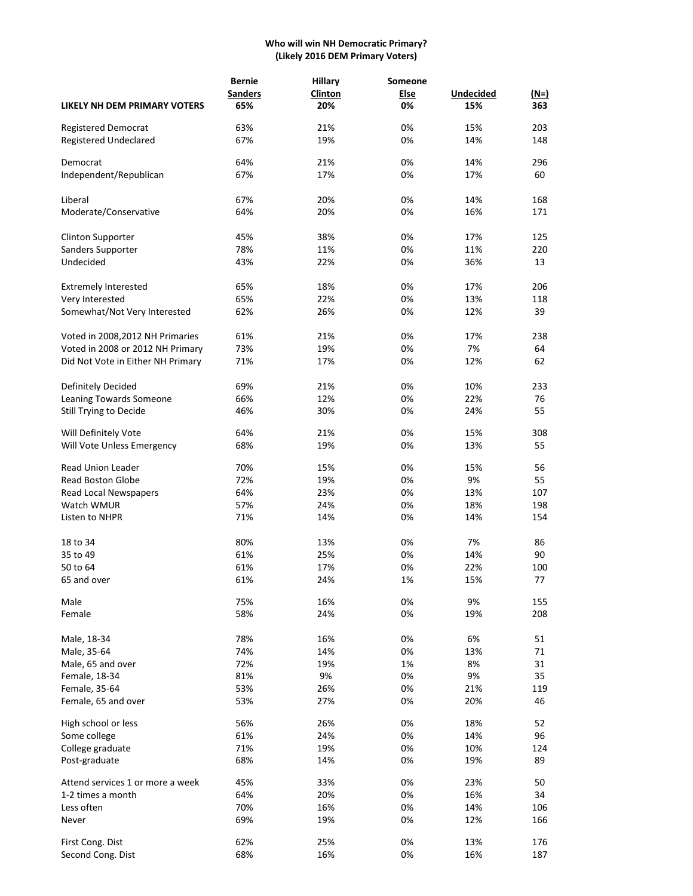**Who will win NH Democratic Primary?**
**(Likely 2016 DEM Primary Voters)**

| | Bernie Sanders | Hillary Clinton | Someone Else | Undecided | (N=) |
|---|---|---|---|---|---|
| **LIKELY NH DEM PRIMARY VOTERS** | **65%** | **20%** | **0%** | **15%** | **363** |
| Registered Democrat | 63% | 21% | 0% | 15% | 203 |
| Registered Undeclared | 67% | 19% | 0% | 14% | 148 |
| Democrat | 64% | 21% | 0% | 14% | 296 |
| Independent/Republican | 67% | 17% | 0% | 17% | 60 |
| Liberal | 67% | 20% | 0% | 14% | 168 |
| Moderate/Conservative | 64% | 20% | 0% | 16% | 171 |
| Clinton Supporter | 45% | 38% | 0% | 17% | 125 |
| Sanders Supporter | 78% | 11% | 0% | 11% | 220 |
| Undecided | 43% | 22% | 0% | 36% | 13 |
| Extremely Interested | 65% | 18% | 0% | 17% | 206 |
| Very Interested | 65% | 22% | 0% | 13% | 118 |
| Somewhat/Not Very Interested | 62% | 26% | 0% | 12% | 39 |
| Voted in 2008,2012 NH Primaries | 61% | 21% | 0% | 17% | 238 |
| Voted in 2008 or 2012 NH Primary | 73% | 19% | 0% | 7% | 64 |
| Did Not Vote in Either NH Primary | 71% | 17% | 0% | 12% | 62 |
| Definitely Decided | 69% | 21% | 0% | 10% | 233 |
| Leaning Towards Someone | 66% | 12% | 0% | 22% | 76 |
| Still Trying to Decide | 46% | 30% | 0% | 24% | 55 |
| Will Definitely Vote | 64% | 21% | 0% | 15% | 308 |
| Will Vote Unless Emergency | 68% | 19% | 0% | 13% | 55 |
| Read Union Leader | 70% | 15% | 0% | 15% | 56 |
| Read Boston Globe | 72% | 19% | 0% | 9% | 55 |
| Read Local Newspapers | 64% | 23% | 0% | 13% | 107 |
| Watch WMUR | 57% | 24% | 0% | 18% | 198 |
| Listen to NHPR | 71% | 14% | 0% | 14% | 154 |
| 18 to 34 | 80% | 13% | 0% | 7% | 86 |
| 35 to 49 | 61% | 25% | 0% | 14% | 90 |
| 50 to 64 | 61% | 17% | 0% | 22% | 100 |
| 65 and over | 61% | 24% | 1% | 15% | 77 |
| Male | 75% | 16% | 0% | 9% | 155 |
| Female | 58% | 24% | 0% | 19% | 208 |
| Male, 18-34 | 78% | 16% | 0% | 6% | 51 |
| Male, 35-64 | 74% | 14% | 0% | 13% | 71 |
| Male, 65 and over | 72% | 19% | 1% | 8% | 31 |
| Female, 18-34 | 81% | 9% | 0% | 9% | 35 |
| Female, 35-64 | 53% | 26% | 0% | 21% | 119 |
| Female, 65 and over | 53% | 27% | 0% | 20% | 46 |
| High school or less | 56% | 26% | 0% | 18% | 52 |
| Some college | 61% | 24% | 0% | 14% | 96 |
| College graduate | 71% | 19% | 0% | 10% | 124 |
| Post-graduate | 68% | 14% | 0% | 19% | 89 |
| Attend services 1 or more a week | 45% | 33% | 0% | 23% | 50 |
| 1-2 times a month | 64% | 20% | 0% | 16% | 34 |
| Less often | 70% | 16% | 0% | 14% | 106 |
| Never | 69% | 19% | 0% | 12% | 166 |
| First Cong. Dist | 62% | 25% | 0% | 13% | 176 |
| Second Cong. Dist | 68% | 16% | 0% | 16% | 187 |